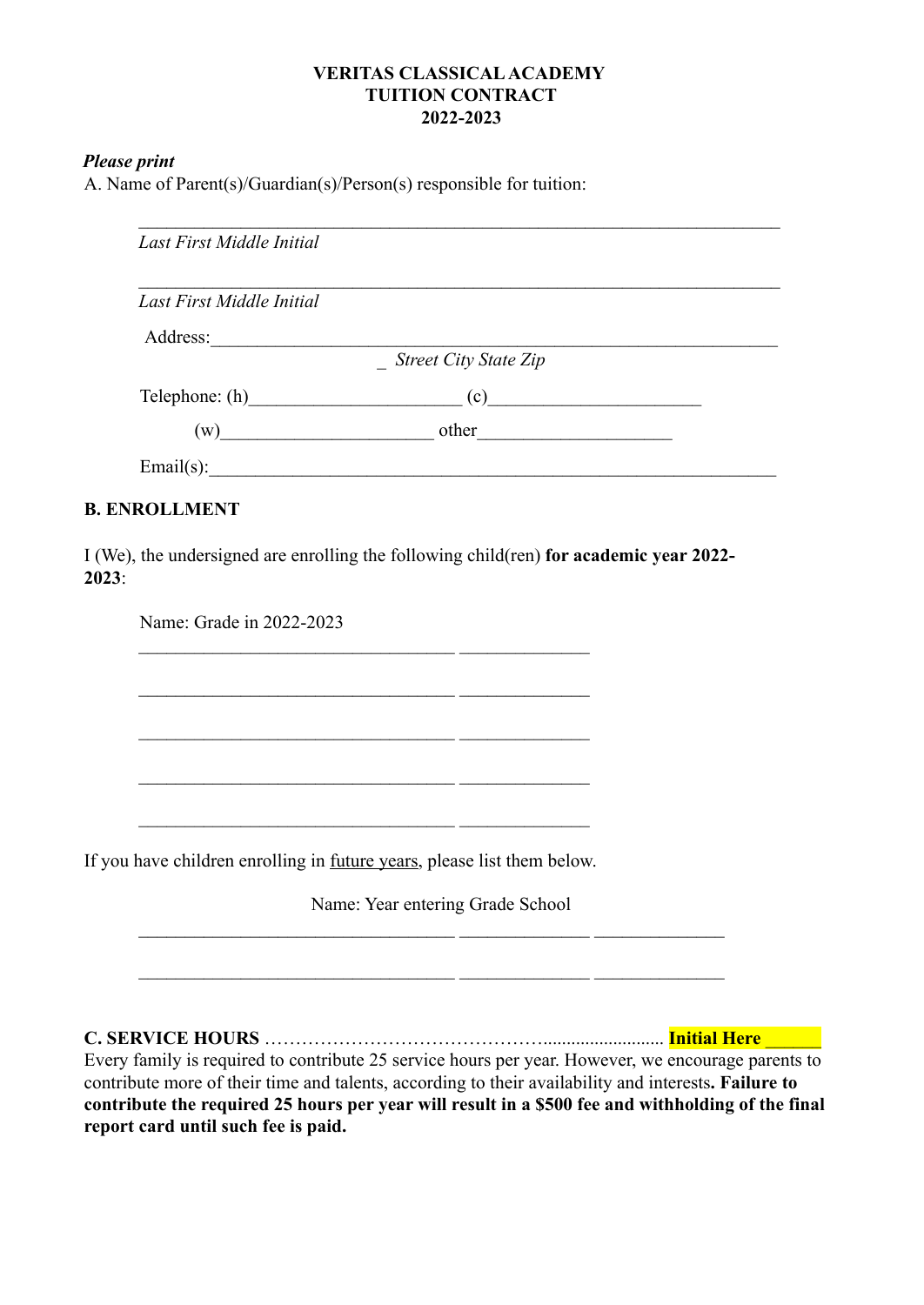**VERITAS CLASSICAL ACADEMY**
**TUITION CONTRACT**
**2022-2023**

***Please print***

A. Name of Parent(s)/Guardian(s)/Person(s) responsible for tuition:

________________________________________________________________________

*Last First Middle Initial*

________________________________________________________________________

*Last First Middle Initial*

Address:______________________________________________________________

_ *Street City State Zip*

Telephone: (h)_______________________ (c)_______________________

(w)_______________________ other_____________________

Email(s):______________________________________________________________

**B. ENROLLMENT**

I (We), the undersigned are enrolling the following child(ren) **for academic year 2022-2023**:

Name: Grade in 2022-2023

__________________________________ ______________

__________________________________ ______________

__________________________________ ______________

__________________________________ ______________

__________________________________ ______________

If you have children enrolling in future years, please list them below.

Name: Year entering Grade School

__________________________________ ______________ ______________

__________________________________ ______________ ______________

**C. SERVICE HOURS** ……………………………………….......................... **Initial Here** ______

Every family is required to contribute 25 service hours per year. However, we encourage parents to contribute more of their time and talents, according to their availability and interests**. Failure to contribute the required 25 hours per year will result in a $500 fee and withholding of the final report card until such fee is paid.**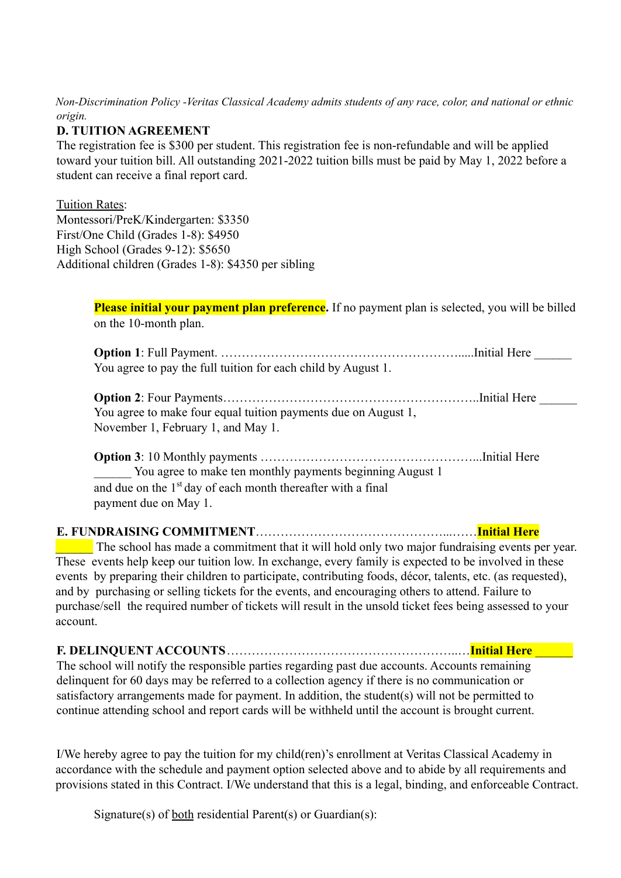*Non-Discrimination Policy -Veritas Classical Academy admits students of any race, color, and national or ethnic origin.*

**D. TUITION AGREEMENT**

The registration fee is $300 per student. This registration fee is non-refundable and will be applied toward your tuition bill. All outstanding 2021-2022 tuition bills must be paid by May 1, 2022 before a student can receive a final report card.

Tuition Rates:
Montessori/PreK/Kindergarten: $3350
First/One Child (Grades 1-8): $4950
High School (Grades 9-12): $5650
Additional children (Grades 1-8): $4350 per sibling

> **Please initial your payment plan preference.** If no payment plan is selected, you will be billed on the 10-month plan.
>
> **Option 1**: Full Payment. ………………………………………………….....Initial Here ______
> You agree to pay the full tuition for each child by August 1.
>
> **Option 2**: Four Payments……………………………………………………..Initial Here ______
> You agree to make four equal tuition payments due on August 1, November 1, February 1, and May 1.
>
> **Option 3**: 10 Monthly payments ……………………………………………...Initial Here ______ You agree to make ten monthly payments beginning August 1 and due on the 1st day of each month thereafter with a final payment due on May 1.

**E. FUNDRAISING COMMITMENT**……………………………………...……**Initial Here ______** The school has made a commitment that it will hold only two major fundraising events per year. These events help keep our tuition low. In exchange, every family is expected to be involved in these events by preparing their children to participate, contributing foods, décor, talents, etc. (as requested), and by purchasing or selling tickets for the events, and encouraging others to attend. Failure to purchase/sell the required number of tickets will result in the unsold ticket fees being assessed to your account.

**F. DELINQUENT ACCOUNTS**……………………………………………..…**Initial Here ______**
The school will notify the responsible parties regarding past due accounts. Accounts remaining delinquent for 60 days may be referred to a collection agency if there is no communication or satisfactory arrangements made for payment. In addition, the student(s) will not be permitted to continue attending school and report cards will be withheld until the account is brought current.

I/We hereby agree to pay the tuition for my child(ren)'s enrollment at Veritas Classical Academy in accordance with the schedule and payment option selected above and to abide by all requirements and provisions stated in this Contract. I/We understand that this is a legal, binding, and enforceable Contract.

Signature(s) of both residential Parent(s) or Guardian(s):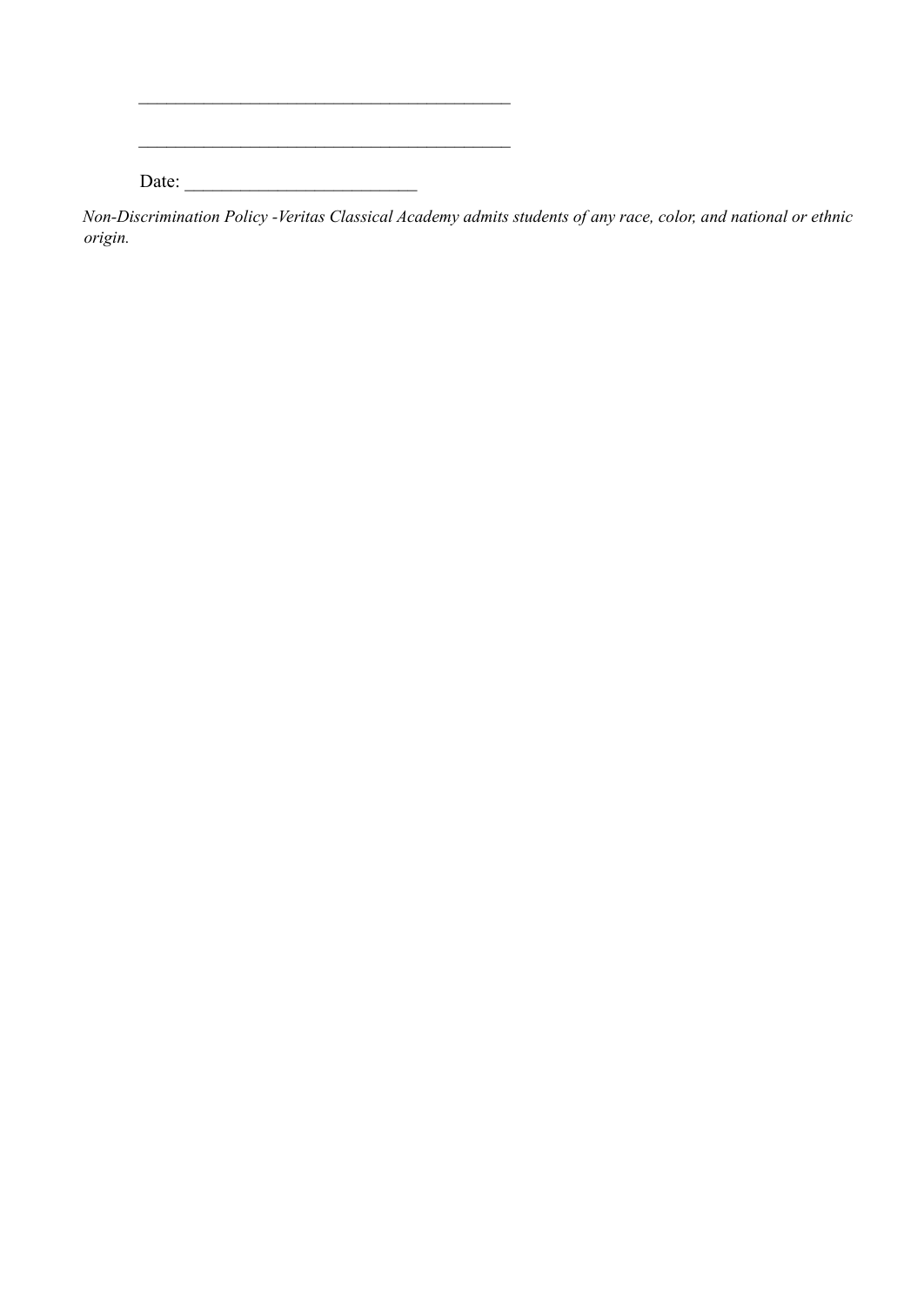\_\_\_\_\_\_\_\_\_\_\_\_\_\_\_\_\_\_\_\_\_\_\_\_\_\_\_\_\_\_\_\_\_\_\_\_\_\_\_\_

\_\_\_\_\_\_\_\_\_\_\_\_\_\_\_\_\_\_\_\_\_\_\_\_\_\_\_\_\_\_\_\_\_\_\_\_\_\_\_\_

Date: \_\_\_\_\_\_\_\_\_\_\_\_\_\_\_\_\_\_\_\_\_\_\_\_\_

*Non-Discrimination Policy -Veritas Classical Academy admits students of any race, color, and national or ethnic origin.*